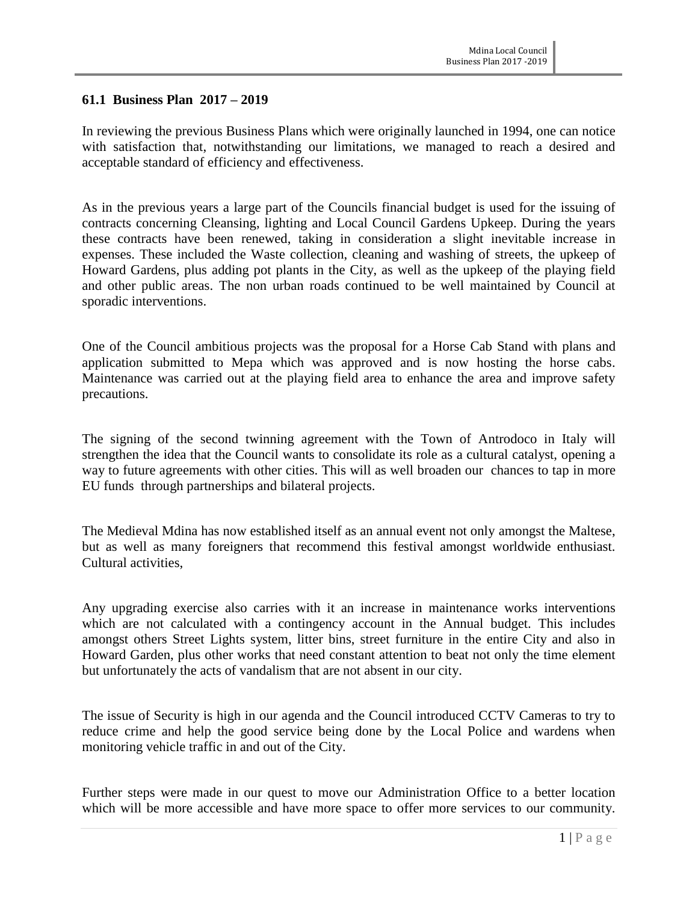### 61.1 Business Plan 2017 – 2019

In reviewing the previous Business Plans which were originally launched in 1994, one can notice with satisfaction that, notwithstanding our limitations, we managed to reach a desired and acceptable standard of efficiency and effectiveness.

As in the previous years a large part of the Councils financial budget is used for the issuing of contracts concerning Cleansing, lighting and Local Council Gardens Upkeep. During the years these contracts have been renewed, taking in consideration a slight inevitable increase in expenses. These included the Waste collection, cleaning and washing of streets, the upkeep of Howard Gardens, plus adding pot plants in the City, as well as the upkeep of the playing field and other public areas. The non urban roads continued to be well maintained by Council at sporadic interventions.

One of the Council ambitious projects was the proposal for a Horse Cab Stand with plans and application submitted to Mepa which was approved and is now hosting the horse cabs. Maintenance was carried out at the playing field area to enhance the area and improve safety precautions.

The signing of the second twinning agreement with the Town of Antrodoco in Italy will strengthen the idea that the Council wants to consolidate its role as a cultural catalyst, opening a way to future agreements with other cities. This will as well broaden our chances to tap in more EU funds through partnerships and bilateral projects.

The Medieval Mdina has now established itself as an annual event not only amongst the Maltese, but as well as many foreigners that recommend this festival amongst worldwide enthusiast. Cultural activities,

Any upgrading exercise also carries with it an increase in maintenance works interventions which are not calculated with a contingency account in the Annual budget. This includes amongst others Street Lights system, litter bins, street furniture in the entire City and also in Howard Garden, plus other works that need constant attention to beat not only the time element but unfortunately the acts of vandalism that are not absent in our city.

The issue of Security is high in our agenda and the Council introduced CCTV Cameras to try to reduce crime and help the good service being done by the Local Police and wardens when monitoring vehicle traffic in and out of the City.

Further steps were made in our quest to move our Administration Office to a better location which will be more accessible and have more space to offer more services to our community.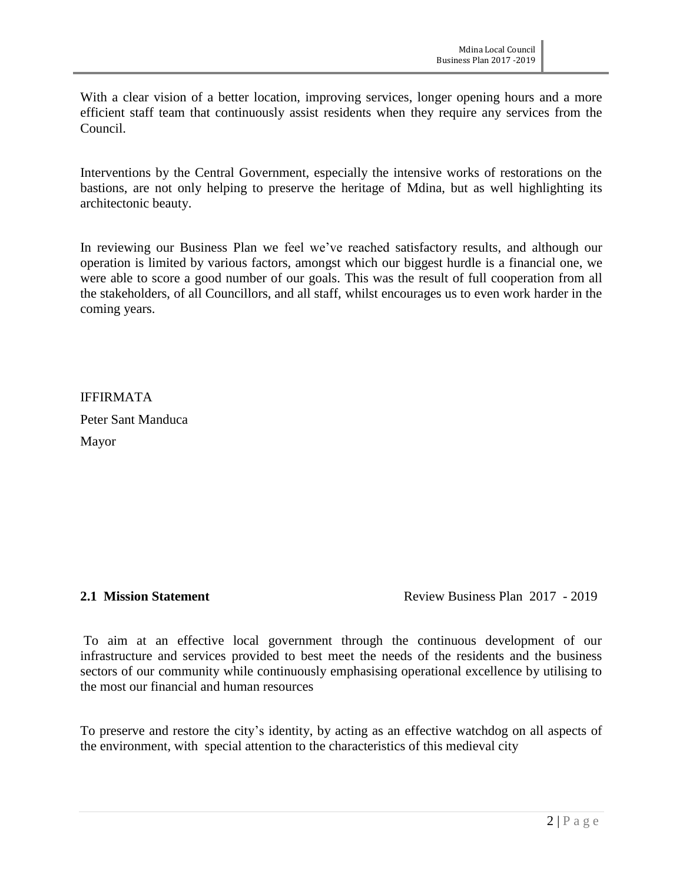With a clear vision of a better location, improving services, longer opening hours and a more efficient staff team that continuously assist residents when they require any services from the Council.

Interventions by the Central Government, especially the intensive works of restorations on the bastions, are not only helping to preserve the heritage of Mdina, but as well highlighting its architectonic beauty.

In reviewing our Business Plan we feel we've reached satisfactory results, and although our operation is limited by various factors, amongst which our biggest hurdle is a financial one, we were able to score a good number of our goals. This was the result of full cooperation from all the stakeholders, of all Councillors, and all staff, whilst encourages us to even work harder in the coming years.

IFFIRMATA

Peter Sant Manduca

Mayor

## 2.1 Mission Statement

Review Business Plan 2017 - 2019

To aim at an effective local government through the continuous development of our infrastructure and services provided to best meet the needs of the residents and the business sectors of our community while continuously emphasising operational excellence by utilising to the most our financial and human resources

To preserve and restore the city's identity, by acting as an effective watchdog on all aspects of the environment, with special attention to the characteristics of this medieval city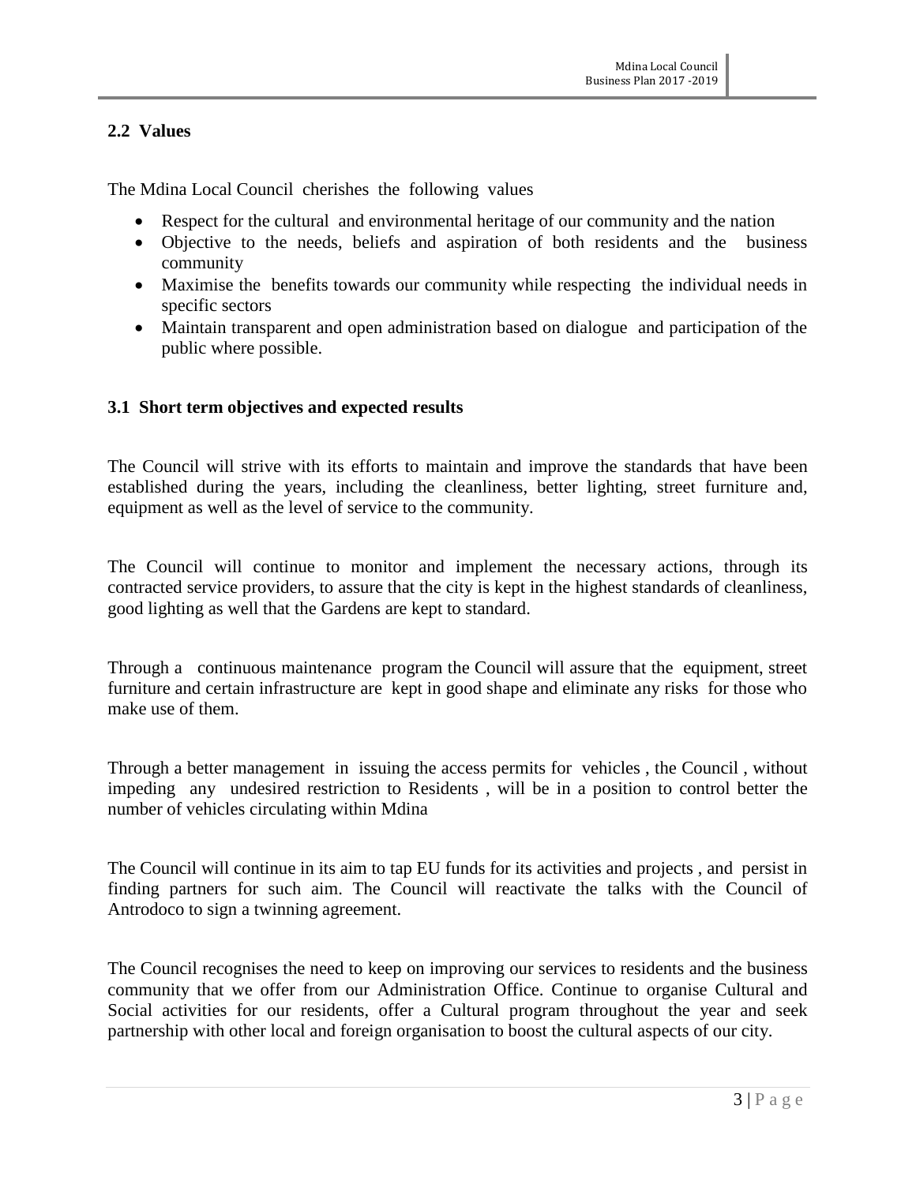## 2.2 Values

The Mdina Local Council cherishes the following values

- Respect for the cultural and environmental heritage of our community and the nation
- Objective to the needs, beliefs and aspiration of both residents and the business community
- Maximise the benefits towards our community while respecting the individual needs in specific sectors
- Maintain transparent and open administration based on dialogue and participation of the public where possible.

## 3.1 Short term objectives and expected results

The Council will strive with its efforts to maintain and improve the standards that have been established during the years, including the cleanliness, better lighting, street furniture and, equipment as well as the level of service to the community.

The Council will continue to monitor and implement the necessary actions, through its contracted service providers, to assure that the city is kept in the highest standards of cleanliness, good lighting as well that the Gardens are kept to standard.

Through a continuous maintenance program the Council will assure that the equipment, street furniture and certain infrastructure are kept in good shape and eliminate any risks for those who make use of them.

Through a better management in issuing the access permits for vehicles , the Council , without impeding any undesired restriction to Residents , will be in a position to control better the number of vehicles circulating within Mdina

The Council will continue in its aim to tap EU funds for its activities and projects , and persist in finding partners for such aim. The Council will reactivate the talks with the Council of Antrodoco to sign a twinning agreement.

The Council recognises the need to keep on improving our services to residents and the business community that we offer from our Administration Office. Continue to organise Cultural and Social activities for our residents, offer a Cultural program throughout the year and seek partnership with other local and foreign organisation to boost the cultural aspects of our city.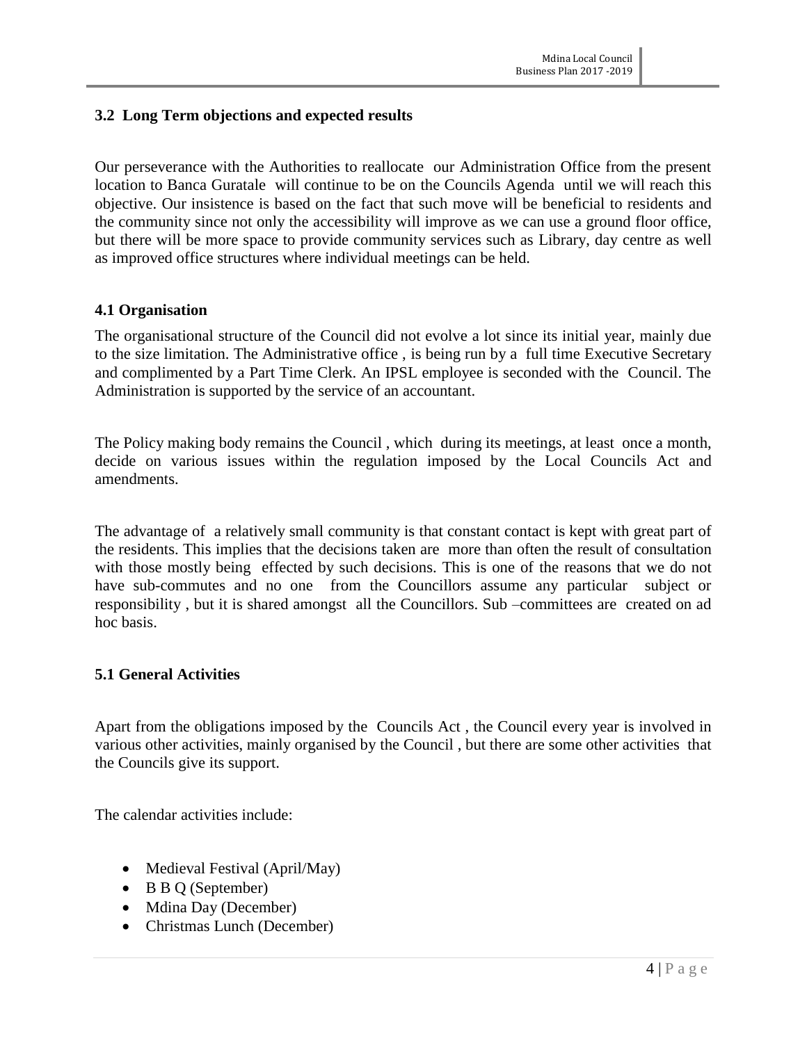### 3.2 Long Term objections and expected results

Our perseverance with the Authorities to reallocate our Administration Office from the present location to Banca Guratale will continue to be on the Councils Agenda until we will reach this objective. Our insistence is based on the fact that such move will be beneficial to residents and the community since not only the accessibility will improve as we can use a ground floor office, but there will be more space to provide community services such as Library, day centre as well as improved office structures where individual meetings can be held.

### 4.1 Organisation

The organisational structure of the Council did not evolve a lot since its initial year, mainly due to the size limitation. The Administrative office , is being run by a full time Executive Secretary and complimented by a Part Time Clerk. An IPSL employee is seconded with the Council. The Administration is supported by the service of an accountant.

The Policy making body remains the Council , which during its meetings, at least once a month, decide on various issues within the regulation imposed by the Local Councils Act and amendments.

The advantage of a relatively small community is that constant contact is kept with great part of the residents. This implies that the decisions taken are more than often the result of consultation with those mostly being effected by such decisions. This is one of the reasons that we do not have sub-commutes and no one from the Councillors assume any particular subject or responsibility , but it is shared amongst all the Councillors. Sub –committees are created on ad hoc basis.

### 5.1 General Activities

Apart from the obligations imposed by the Councils Act , the Council every year is involved in various other activities, mainly organised by the Council , but there are some other activities that the Councils give its support.

The calendar activities include:

- Medieval Festival (April/May)
- B B Q (September)
- Mdina Day (December)
- Christmas Lunch (December)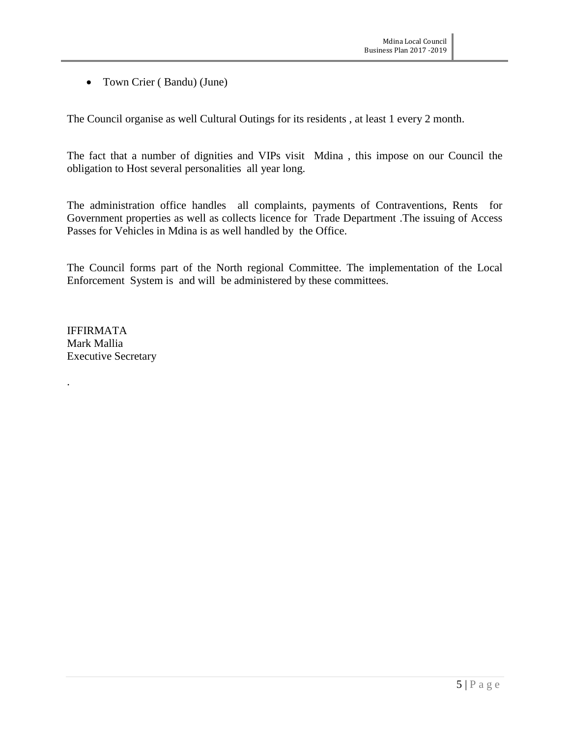- Town Crier ( Bandu) (June)

The Council organise as well Cultural Outings for its residents , at least 1 every 2 month.

The fact that a number of dignities and VIPs visit Mdina , this impose on our Council the obligation to Host several personalities all year long.

The administration office handles all complaints, payments of Contraventions, Rents for Government properties as well as collects licence for Trade Department .The issuing of Access Passes for Vehicles in Mdina is as well handled by the Office.

The Council forms part of the North regional Committee. The implementation of the Local Enforcement System is and will be administered by these committees.

IFFIRMATA
Mark Mallia
Executive Secretary

.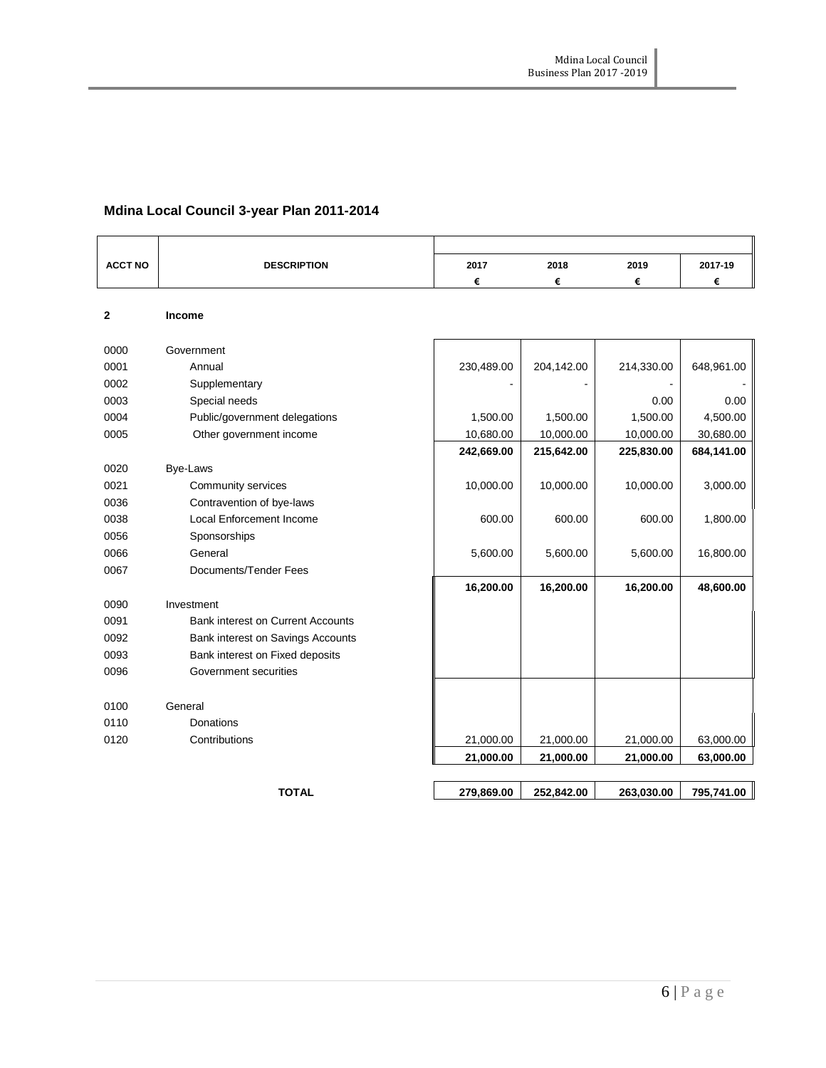## Mdina Local Council 3-year Plan 2011-2014

| ACCT NO | DESCRIPTION | 2017 € | 2018 € | 2019 € | 2017-19 € |
|---|---|---|---|---|---|
| **2** | **Income** | | | | |
| 0000 | Government | | | | |
| 0001 | Annual | 230,489.00 | 204,142.00 | 214,330.00 | 648,961.00 |
| 0002 | Supplementary | - | - | - | - |
| 0003 | Special needs | | | 0.00 | 0.00 |
| 0004 | Public/government delegations | 1,500.00 | 1,500.00 | 1,500.00 | 4,500.00 |
| 0005 | Other government income | 10,680.00 | 10,000.00 | 10,000.00 | 30,680.00 |
| | | **242,669.00** | **215,642.00** | **225,830.00** | **684,141.00** |
| 0020 | Bye-Laws | | | | |
| 0021 | Community services | 10,000.00 | 10,000.00 | 10,000.00 | 3,000.00 |
| 0036 | Contravention of bye-laws | | | | |
| 0038 | Local Enforcement Income | 600.00 | 600.00 | 600.00 | 1,800.00 |
| 0056 | Sponsorships | | | | |
| 0066 | General | 5,600.00 | 5,600.00 | 5,600.00 | 16,800.00 |
| 0067 | Documents/Tender Fees | | | | |
| | | **16,200.00** | **16,200.00** | **16,200.00** | **48,600.00** |
| 0090 | Investment | | | | |
| 0091 | Bank interest on Current Accounts | | | | |
| 0092 | Bank interest on Savings Accounts | | | | |
| 0093 | Bank interest on Fixed deposits | | | | |
| 0096 | Government securities | | | | |
| 0100 | General | | | | |
| 0110 | Donations | | | | |
| 0120 | Contributions | 21,000.00 | 21,000.00 | 21,000.00 | 63,000.00 |
| | | **21,000.00** | **21,000.00** | **21,000.00** | **63,000.00** |
| | **TOTAL** | **279,869.00** | **252,842.00** | **263,030.00** | **795,741.00** |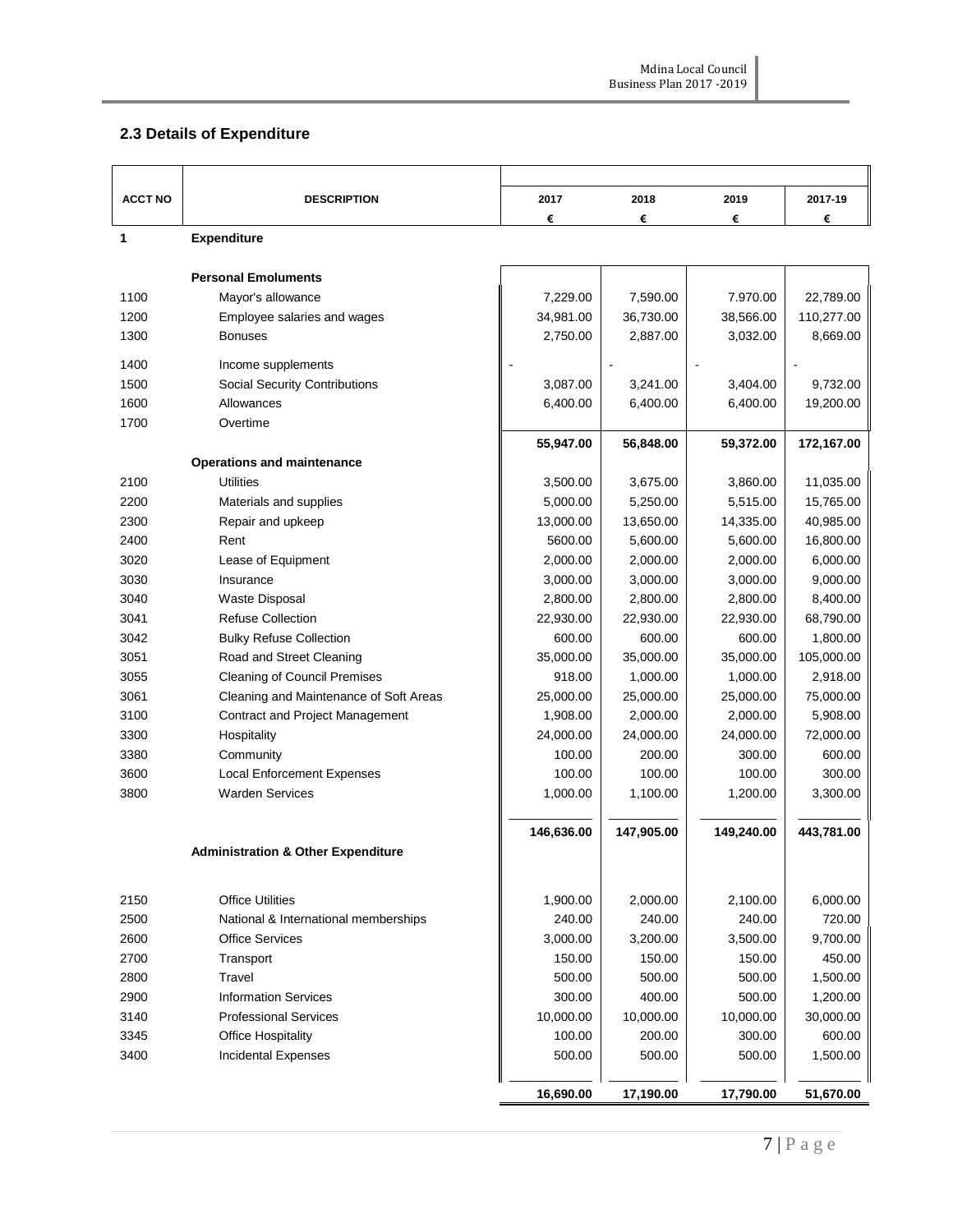## 2.3 Details of Expenditure

| ACCT NO | DESCRIPTION | 2017 | 2018 | 2019 | 2017-19 |
|---|---|---|---|---|---|
| | | € | € | € | € |
| **1** | **Expenditure** | | | | |
| | **Personal Emoluments** | | | | |
| 1100 | Mayor's allowance | 7,229.00 | 7,590.00 | 7.970.00 | 22,789.00 |
| 1200 | Employee salaries and wages | 34,981.00 | 36,730.00 | 38,566.00 | 110,277.00 |
| 1300 | Bonuses | 2,750.00 | 2,887.00 | 3,032.00 | 8,669.00 |
| 1400 | Income supplements | - | - | - | - |
| 1500 | Social Security Contributions | 3,087.00 | 3,241.00 | 3,404.00 | 9,732.00 |
| 1600 | Allowances | 6,400.00 | 6,400.00 | 6,400.00 | 19,200.00 |
| 1700 | Overtime | | | | |
| | | **55,947.00** | **56,848.00** | **59,372.00** | **172,167.00** |
| | **Operations and maintenance** | | | | |
| 2100 | Utilities | 3,500.00 | 3,675.00 | 3,860.00 | 11,035.00 |
| 2200 | Materials and supplies | 5,000.00 | 5,250.00 | 5,515.00 | 15,765.00 |
| 2300 | Repair and upkeep | 13,000.00 | 13,650.00 | 14,335.00 | 40,985.00 |
| 2400 | Rent | 5600.00 | 5,600.00 | 5,600.00 | 16,800.00 |
| 3020 | Lease of Equipment | 2,000.00 | 2,000.00 | 2,000.00 | 6,000.00 |
| 3030 | Insurance | 3,000.00 | 3,000.00 | 3,000.00 | 9,000.00 |
| 3040 | Waste Disposal | 2,800.00 | 2,800.00 | 2,800.00 | 8,400.00 |
| 3041 | Refuse Collection | 22,930.00 | 22,930.00 | 22,930.00 | 68,790.00 |
| 3042 | Bulky Refuse Collection | 600.00 | 600.00 | 600.00 | 1,800.00 |
| 3051 | Road and Street Cleaning | 35,000.00 | 35,000.00 | 35,000.00 | 105,000.00 |
| 3055 | Cleaning of Council Premises | 918.00 | 1,000.00 | 1,000.00 | 2,918.00 |
| 3061 | Cleaning and Maintenance of Soft Areas | 25,000.00 | 25,000.00 | 25,000.00 | 75,000.00 |
| 3100 | Contract and Project Management | 1,908.00 | 2,000.00 | 2,000.00 | 5,908.00 |
| 3300 | Hospitality | 24,000.00 | 24,000.00 | 24,000.00 | 72,000.00 |
| 3380 | Community | 100.00 | 200.00 | 300.00 | 600.00 |
| 3600 | Local Enforcement Expenses | 100.00 | 100.00 | 100.00 | 300.00 |
| 3800 | Warden Services | 1,000.00 | 1,100.00 | 1,200.00 | 3,300.00 |
| | | **146,636.00** | **147,905.00** | **149,240.00** | **443,781.00** |
| | **Administration & Other Expenditure** | | | | |
| 2150 | Office Utilities | 1,900.00 | 2,000.00 | 2,100.00 | 6,000.00 |
| 2500 | National & International memberships | 240.00 | 240.00 | 240.00 | 720.00 |
| 2600 | Office Services | 3,000.00 | 3,200.00 | 3,500.00 | 9,700.00 |
| 2700 | Transport | 150.00 | 150.00 | 150.00 | 450.00 |
| 2800 | Travel | 500.00 | 500.00 | 500.00 | 1,500.00 |
| 2900 | Information Services | 300.00 | 400.00 | 500.00 | 1,200.00 |
| 3140 | Professional Services | 10,000.00 | 10,000.00 | 10,000.00 | 30,000.00 |
| 3345 | Office Hospitality | 100.00 | 200.00 | 300.00 | 600.00 |
| 3400 | Incidental Expenses | 500.00 | 500.00 | 500.00 | 1,500.00 |
| | | **16,690.00** | **17,190.00** | **17,790.00** | **51,670.00** |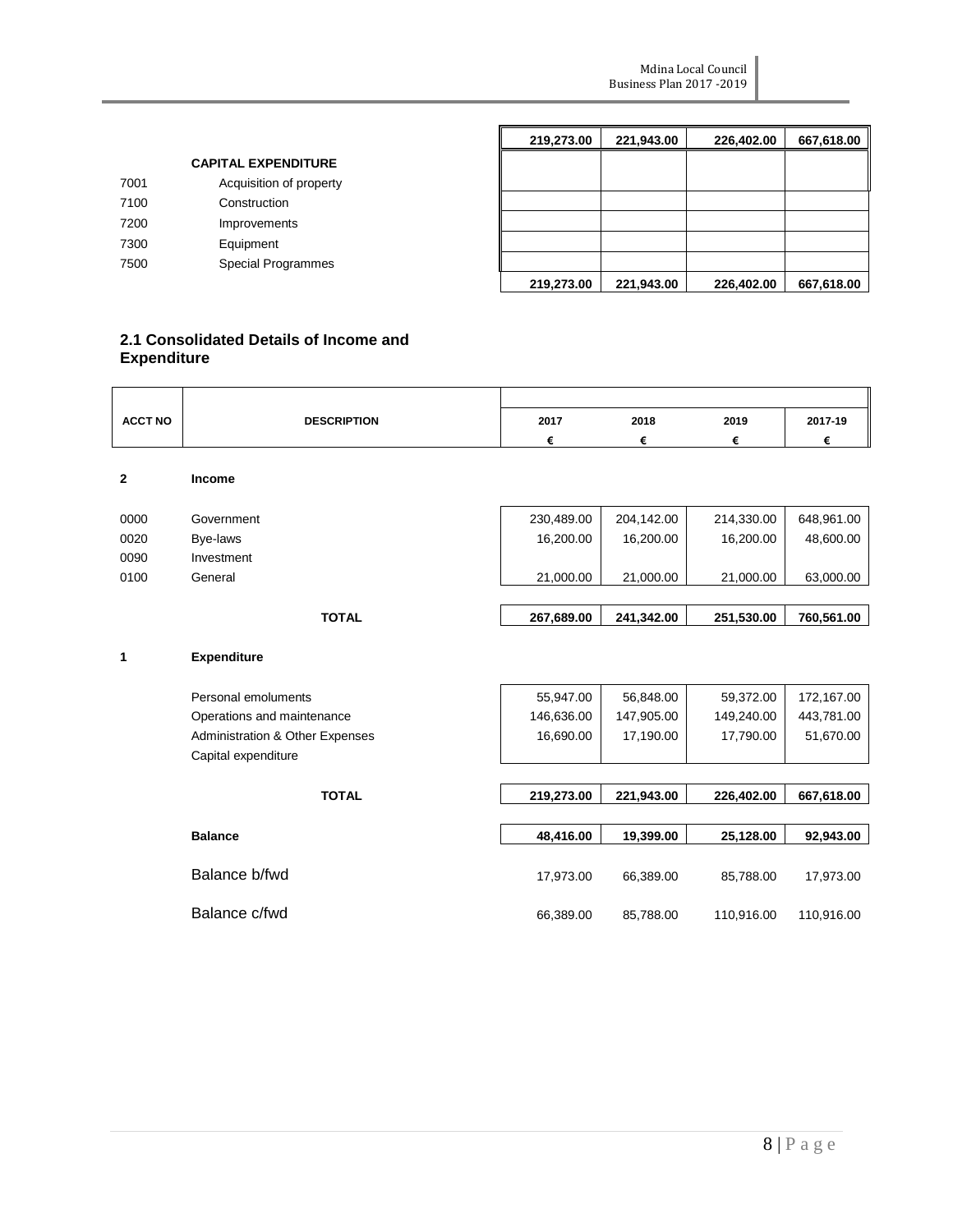| | | 2017 | 2018 | 2019 | 2017-19 |
|---|---|---|---|---|---|
| | | 219,273.00 | 221,943.00 | 226,402.00 | 667,618.00 |
| | **CAPITAL EXPENDITURE** | | | | |
| 7001 | Acquisition of property | | | | |
| 7100 | Construction | | | | |
| 7200 | Improvements | | | | |
| 7300 | Equipment | | | | |
| 7500 | Special Programmes | | | | |
| | | **219,273.00** | **221,943.00** | **226,402.00** | **667,618.00** |

## 2.1 Consolidated Details of Income and Expenditure

| ACCT NO | DESCRIPTION | 2017<br>€ | 2018<br>€ | 2019<br>€ | 2017-19<br>€ |
|---|---|---|---|---|---|
| **2** | **Income** | | | | |
| 0000 | Government | 230,489.00 | 204,142.00 | 214,330.00 | 648,961.00 |
| 0020 | Bye-laws | 16,200.00 | 16,200.00 | 16,200.00 | 48,600.00 |
| 0090 | Investment | | | | |
| 0100 | General | 21,000.00 | 21,000.00 | 21,000.00 | 63,000.00 |
| | **TOTAL** | **267,689.00** | **241,342.00** | **251,530.00** | **760,561.00** |
| **1** | **Expenditure** | | | | |
| | Personal emoluments | 55,947.00 | 56,848.00 | 59,372.00 | 172,167.00 |
| | Operations and maintenance | 146,636.00 | 147,905.00 | 149,240.00 | 443,781.00 |
| | Administration & Other Expenses | 16,690.00 | 17,190.00 | 17,790.00 | 51,670.00 |
| | Capital expenditure | | | | |
| | **TOTAL** | **219,273.00** | **221,943.00** | **226,402.00** | **667,618.00** |
| | **Balance** | **48,416.00** | **19,399.00** | **25,128.00** | **92,943.00** |
| | Balance b/fwd | 17,973.00 | 66,389.00 | 85,788.00 | 17,973.00 |
| | Balance c/fwd | 66,389.00 | 85,788.00 | 110,916.00 | 110,916.00 |